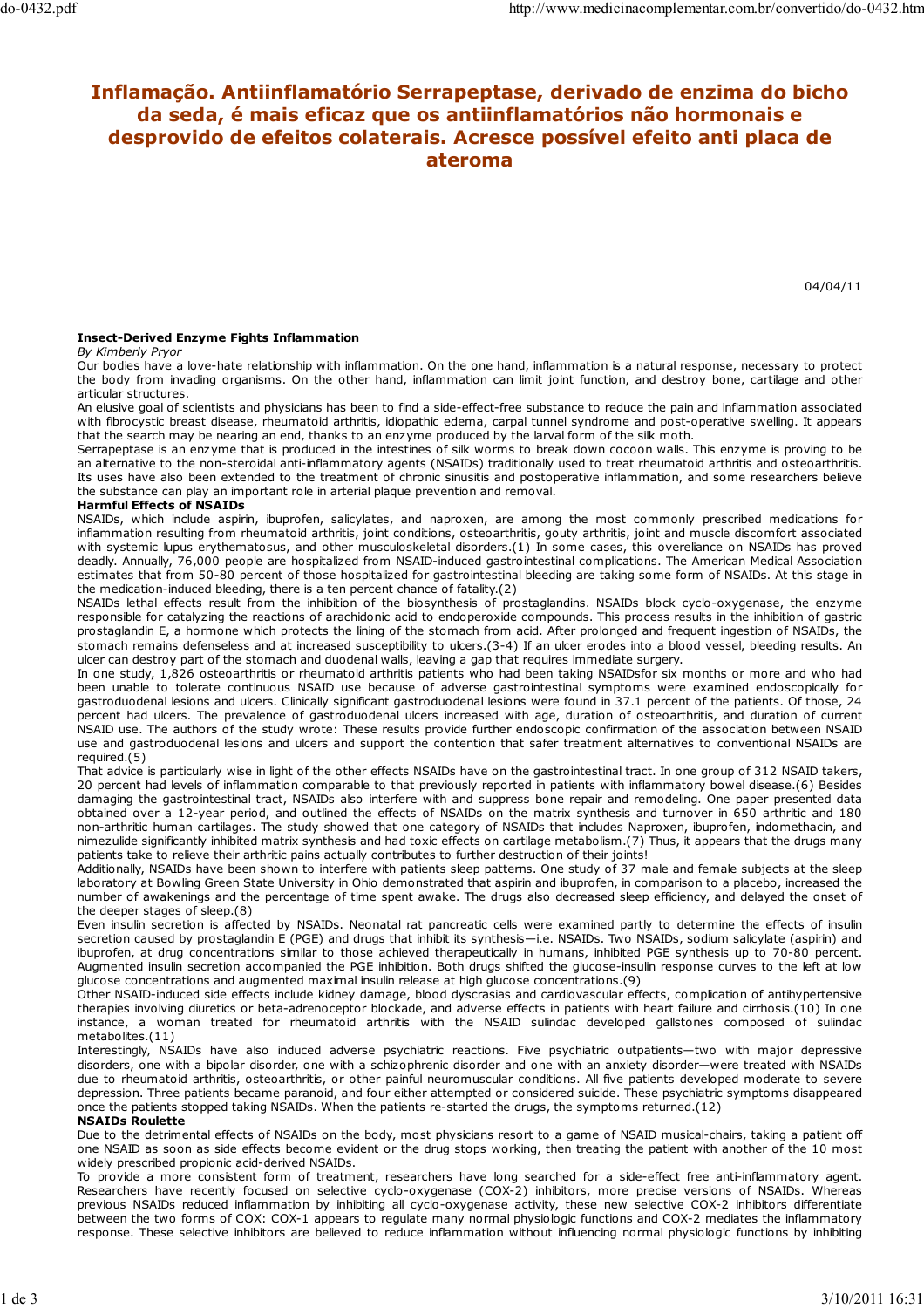# Inflamação. Antiinflamatório Serrapeptase, derivado de enzima do bicho da seda, é mais eficaz que os antiinflamatórios não hormonais e desprovido de efeitos colaterais. Acresce possível efeito anti placa de ateroma

04/04/11

**Insect-Derived Enzyme Fights Inflammation**

*By Kimberly Pryor*

Our bodies have a love-hate relationship with inflammation. On the one hand, inflammation is a natural response, necessary to protect the body from invading organisms. On the other hand, inflammation can limit joint function, and destroy bone, cartilage and other articular structures.

An elusive goal of scientists and physicians has been to find a side-effect-free substance to reduce the pain and inflammation associated with fibrocystic breast disease, rheumatoid arthritis, idiopathic edema, carpal tunnel syndrome and post-operative swelling. It appears that the search may be nearing an end, thanks to an enzyme produced by the larval form of the silk moth.

Serrapeptase is an enzyme that is produced in the intestines of silk worms to break down cocoon walls. This enzyme is proving to be an alternative to the non-steroidal anti-inflammatory agents (NSAIDs) traditionally used to treat rheumatoid arthritis and osteoarthritis. Its uses have also been extended to the treatment of chronic sinusitis and postoperative inflammation, and some researchers believe the substance can play an important role in arterial plaque prevention and removal.

**Harmful Effects of NSAIDs**

NSAIDs, which include aspirin, ibuprofen, salicylates, and naproxen, are among the most commonly prescribed medications for inflammation resulting from rheumatoid arthritis, joint conditions, osteoarthritis, gouty arthritis, joint and muscle discomfort associated with systemic lupus erythematosus, and other musculoskeletal disorders.(1) In some cases, this overeliance on NSAIDs has proved deadly. Annually, 76,000 people are hospitalized from NSAID-induced gastrointestinal complications. The American Medical Association estimates that from 50-80 percent of those hospitalized for gastrointestinal bleeding are taking some form of NSAIDs. At this stage in the medication-induced bleeding, there is a ten percent chance of fatality.(2)

NSAIDs lethal effects result from the inhibition of the biosynthesis of prostaglandins. NSAIDs block cyclo-oxygenase, the enzyme responsible for catalyzing the reactions of arachidonic acid to endoperoxide compounds. This process results in the inhibition of gastric prostaglandin E, a hormone which protects the lining of the stomach from acid. After prolonged and frequent ingestion of NSAIDs, the stomach remains defenseless and at increased susceptibility to ulcers.(3-4) If an ulcer erodes into a blood vessel, bleeding results. An ulcer can destroy part of the stomach and duodenal walls, leaving a gap that requires immediate surgery.

In one study, 1,826 osteoarthritis or rheumatoid arthritis patients who had been taking NSAIDsfor six months or more and who had been unable to tolerate continuous NSAID use because of adverse gastrointestinal symptoms were examined endoscopically for gastroduodenal lesions and ulcers. Clinically significant gastroduodenal lesions were found in 37.1 percent of the patients. Of those, 24 percent had ulcers. The prevalence of gastroduodenal ulcers increased with age, duration of osteoarthritis, and duration of current NSAID use. The authors of the study wrote: These results provide further endoscopic confirmation of the association between NSAID use and gastroduodenal lesions and ulcers and support the contention that safer treatment alternatives to conventional NSAIDs are required.(5)

That advice is particularly wise in light of the other effects NSAIDs have on the gastrointestinal tract. In one group of 312 NSAID takers, 20 percent had levels of inflammation comparable to that previously reported in patients with inflammatory bowel disease.(6) Besides damaging the gastrointestinal tract, NSAIDs also interfere with and suppress bone repair and remodeling. One paper presented data obtained over a 12-year period, and outlined the effects of NSAIDs on the matrix synthesis and turnover in 650 arthritic and 180 non-arthritic human cartilages. The study showed that one category of NSAIDs that includes Naproxen, ibuprofen, indomethacin, and nimezulide significantly inhibited matrix synthesis and had toxic effects on cartilage metabolism.(7) Thus, it appears that the drugs many patients take to relieve their arthritic pains actually contributes to further destruction of their joints!

Additionally, NSAIDs have been shown to interfere with patients sleep patterns. One study of 37 male and female subjects at the sleep laboratory at Bowling Green State University in Ohio demonstrated that aspirin and ibuprofen, in comparison to a placebo, increased the number of awakenings and the percentage of time spent awake. The drugs also decreased sleep efficiency, and delayed the onset of the deeper stages of sleep.(8)

Even insulin secretion is affected by NSAIDs. Neonatal rat pancreatic cells were examined partly to determine the effects of insulin secretion caused by prostaglandin E (PGE) and drugs that inhibit its synthesis—i.e. NSAIDs. Two NSAIDs, sodium salicylate (aspirin) and ibuprofen, at drug concentrations similar to those achieved therapeutically in humans, inhibited PGE synthesis up to 70-80 percent. Augmented insulin secretion accompanied the PGE inhibition. Both drugs shifted the glucose-insulin response curves to the left at low glucose concentrations and augmented maximal insulin release at high glucose concentrations.(9)

Other NSAID-induced side effects include kidney damage, blood dyscrasias and cardiovascular effects, complication of antihypertensive therapies involving diuretics or beta-adrenoceptor blockade, and adverse effects in patients with heart failure and cirrhosis.(10) In one instance, a woman treated for rheumatoid arthritis with the NSAID sulindac developed gallstones composed of sulindac metabolites.(11)

Interestingly, NSAIDs have also induced adverse psychiatric reactions. Five psychiatric outpatients—two with major depressive disorders, one with a bipolar disorder, one with a schizophrenic disorder and one with an anxiety disorder—were treated with NSAIDs due to rheumatoid arthritis, osteoarthritis, or other painful neuromuscular conditions. All five patients developed moderate to severe depression. Three patients became paranoid, and four either attempted or considered suicide. These psychiatric symptoms disappeared once the patients stopped taking NSAIDs. When the patients re-started the drugs, the symptoms returned.(12)

**NSAIDs Roulette**

Due to the detrimental effects of NSAIDs on the body, most physicians resort to a game of NSAID musical-chairs, taking a patient off one NSAID as soon as side effects become evident or the drug stops working, then treating the patient with another of the 10 most widely prescribed propionic acid-derived NSAIDs.

To provide a more consistent form of treatment, researchers have long searched for a side-effect free anti-inflammatory agent. Researchers have recently focused on selective cyclo-oxygenase (COX-2) inhibitors, more precise versions of NSAIDs. Whereas previous NSAIDs reduced inflammation by inhibiting all cyclo-oxygenase activity, these new selective COX-2 inhibitors differentiate between the two forms of COX: COX-1 appears to regulate many normal physiologic functions and COX-2 mediates the inflammatory response. These selective inhibitors are believed to reduce inflammation without influencing normal physiologic functions by inhibiting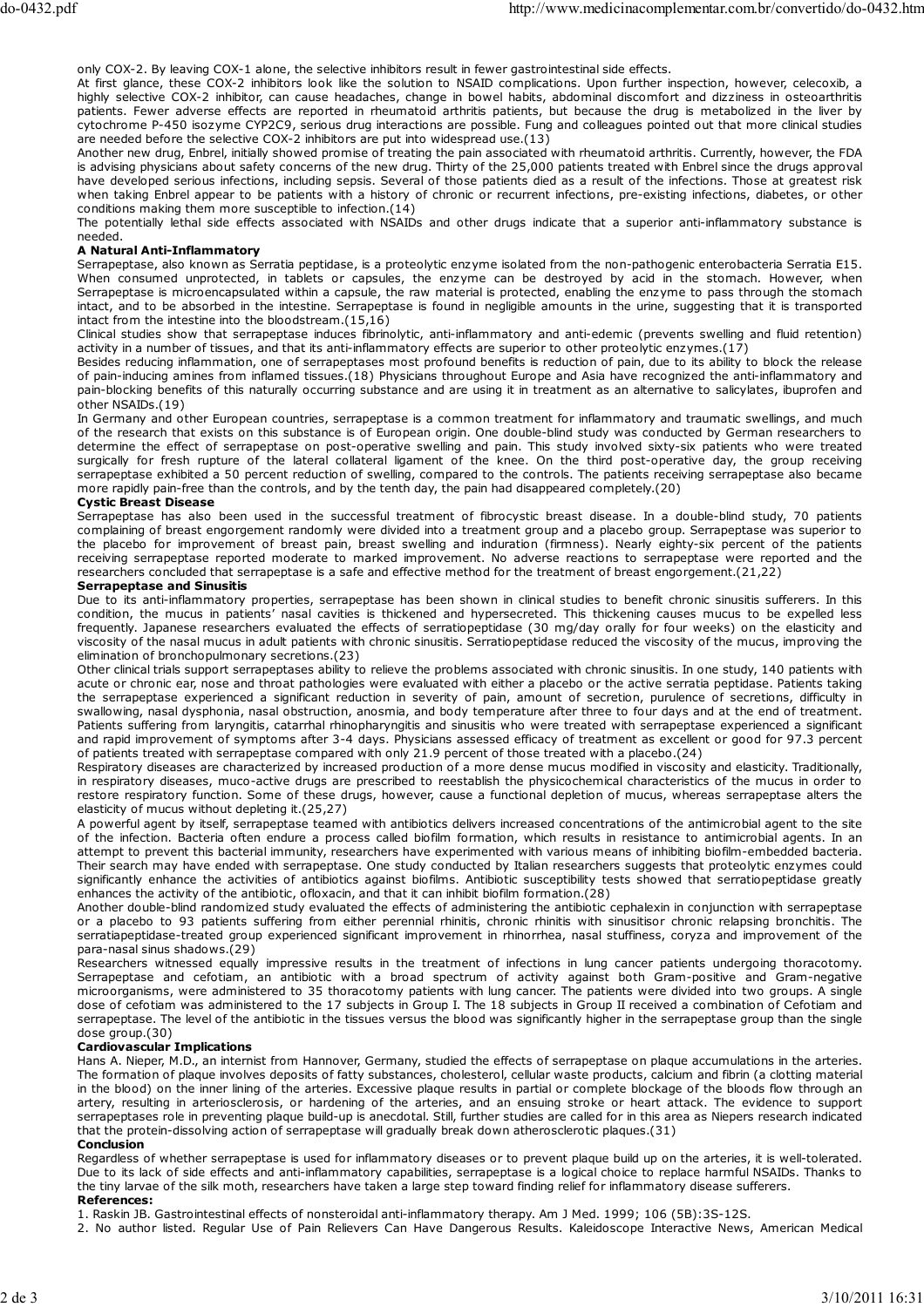only COX-2. By leaving COX-1 alone, the selective inhibitors result in fewer gastrointestinal side effects.

At first glance, these COX-2 inhibitors look like the solution to NSAID complications. Upon further inspection, however, celecoxib, a highly selective COX-2 inhibitor, can cause headaches, change in bowel habits, abdominal discomfort and dizziness in osteoarthritis patients. Fewer adverse effects are reported in rheumatoid arthritis patients, but because the drug is metabolized in the liver by cytochrome P-450 isozyme CYP2C9, serious drug interactions are possible. Fung and colleagues pointed out that more clinical studies are needed before the selective COX-2 inhibitors are put into widespread use.(13)

Another new drug, Enbrel, initially showed promise of treating the pain associated with rheumatoid arthritis. Currently, however, the FDA is advising physicians about safety concerns of the new drug. Thirty of the 25,000 patients treated with Enbrel since the drugs approval have developed serious infections, including sepsis. Several of those patients died as a result of the infections. Those at greatest risk when taking Enbrel appear to be patients with a history of chronic or recurrent infections, pre-existing infections, diabetes, or other conditions making them more susceptible to infection.(14)

The potentially lethal side effects associated with NSAIDs and other drugs indicate that a superior anti-inflammatory substance is needed.

**A Natural Anti-Inflammatory**

Serrapeptase, also known as Serratia peptidase, is a proteolytic enzyme isolated from the non-pathogenic enterobacteria Serratia E15. When consumed unprotected, in tablets or capsules, the enzyme can be destroyed by acid in the stomach. However, when Serrapeptase is microencapsulated within a capsule, the raw material is protected, enabling the enzyme to pass through the stomach intact, and to be absorbed in the intestine. Serrapeptase is found in negligible amounts in the urine, suggesting that it is transported intact from the intestine into the bloodstream.(15,16)

Clinical studies show that serrapeptase induces fibrinolytic, anti-inflammatory and anti-edemic (prevents swelling and fluid retention) activity in a number of tissues, and that its anti-inflammatory effects are superior to other proteolytic enzymes.(17)

Besides reducing inflammation, one of serrapeptases most profound benefits is reduction of pain, due to its ability to block the release of pain-inducing amines from inflamed tissues.(18) Physicians throughout Europe and Asia have recognized the anti-inflammatory and pain-blocking benefits of this naturally occurring substance and are using it in treatment as an alternative to salicylates, ibuprofen and other NSAIDs.(19)

In Germany and other European countries, serrapeptase is a common treatment for inflammatory and traumatic swellings, and much of the research that exists on this substance is of European origin. One double-blind study was conducted by German researchers to determine the effect of serrapeptase on post-operative swelling and pain. This study involved sixty-six patients who were treated surgically for fresh rupture of the lateral collateral ligament of the knee. On the third post-operative day, the group receiving serrapeptase exhibited a 50 percent reduction of swelling, compared to the controls. The patients receiving serrapeptase also became more rapidly pain-free than the controls, and by the tenth day, the pain had disappeared completely.(20)

**Cystic Breast Disease**

Serrapeptase has also been used in the successful treatment of fibrocystic breast disease. In a double-blind study, 70 patients complaining of breast engorgement randomly were divided into a treatment group and a placebo group. Serrapeptase was superior to the placebo for improvement of breast pain, breast swelling and induration (firmness). Nearly eighty-six percent of the patients receiving serrapeptase reported moderate to marked improvement. No adverse reactions to serrapeptase were reported and the researchers concluded that serrapeptase is a safe and effective method for the treatment of breast engorgement.(21,22)

**Serrapeptase and Sinusitis**

Due to its anti-inflammatory properties, serrapeptase has been shown in clinical studies to benefit chronic sinusitis sufferers. In this condition, the mucus in patients' nasal cavities is thickened and hypersecreted. This thickening causes mucus to be expelled less frequently. Japanese researchers evaluated the effects of serratiopeptidase (30 mg/day orally for four weeks) on the elasticity and viscosity of the nasal mucus in adult patients with chronic sinusitis. Serratiopeptidase reduced the viscosity of the mucus, improving the elimination of bronchopulmonary secretions.(23)

Other clinical trials support serrapeptases ability to relieve the problems associated with chronic sinusitis. In one study, 140 patients with acute or chronic ear, nose and throat pathologies were evaluated with either a placebo or the active serratia peptidase. Patients taking the serrapeptase experienced a significant reduction in severity of pain, amount of secretion, purulence of secretions, difficulty in swallowing, nasal dysphonia, nasal obstruction, anosmia, and body temperature after three to four days and at the end of treatment. Patients suffering from laryngitis, catarrhal rhinopharyngitis and sinusitis who were treated with serrapeptase experienced a significant and rapid improvement of symptoms after 3-4 days. Physicians assessed efficacy of treatment as excellent or good for 97.3 percent of patients treated with serrapeptase compared with only 21.9 percent of those treated with a placebo.(24)

Respiratory diseases are characterized by increased production of a more dense mucus modified in viscosity and elasticity. Traditionally, in respiratory diseases, muco-active drugs are prescribed to reestablish the physicochemical characteristics of the mucus in order to restore respiratory function. Some of these drugs, however, cause a functional depletion of mucus, whereas serrapeptase alters the elasticity of mucus without depleting it.(25,27)

A powerful agent by itself, serrapeptase teamed with antibiotics delivers increased concentrations of the antimicrobial agent to the site of the infection. Bacteria often endure a process called biofilm formation, which results in resistance to antimicrobial agents. In an attempt to prevent this bacterial immunity, researchers have experimented with various means of inhibiting biofilm-embedded bacteria. Their search may have ended with serrapeptase. One study conducted by Italian researchers suggests that proteolytic enzymes could significantly enhance the activities of antibiotics against biofilms. Antibiotic susceptibility tests showed that serratiopeptidase greatly enhances the activity of the antibiotic, ofloxacin, and that it can inhibit biofilm formation.(28)

Another double-blind randomized study evaluated the effects of administering the antibiotic cephalexin in conjunction with serrapeptase or a placebo to 93 patients suffering from either perennial rhinitis, chronic rhinitis with sinusitisor chronic relapsing bronchitis. The serratiapeptidase-treated group experienced significant improvement in rhinorrhea, nasal stuffiness, coryza and improvement of the para-nasal sinus shadows.(29)

Researchers witnessed equally impressive results in the treatment of infections in lung cancer patients undergoing thoracotomy. Serrapeptase and cefotiam, an antibiotic with a broad spectrum of activity against both Gram-positive and Gram-negative microorganisms, were administered to 35 thoracotomy patients with lung cancer. The patients were divided into two groups. A single dose of cefotiam was administered to the 17 subjects in Group I. The 18 subjects in Group II received a combination of Cefotiam and serrapeptase. The level of the antibiotic in the tissues versus the blood was significantly higher in the serrapeptase group than the single dose group.(30)

**Cardiovascular Implications**

Hans A. Nieper, M.D., an internist from Hannover, Germany, studied the effects of serrapeptase on plaque accumulations in the arteries. The formation of plaque involves deposits of fatty substances, cholesterol, cellular waste products, calcium and fibrin (a clotting material in the blood) on the inner lining of the arteries. Excessive plaque results in partial or complete blockage of the bloods flow through an artery, resulting in arteriosclerosis, or hardening of the arteries, and an ensuing stroke or heart attack. The evidence to support serrapeptases role in preventing plaque build-up is anecdotal. Still, further studies are called for in this area as Niepers research indicated that the protein-dissolving action of serrapeptase will gradually break down atherosclerotic plaques.(31)

**Conclusion**

Regardless of whether serrapeptase is used for inflammatory diseases or to prevent plaque build up on the arteries, it is well-tolerated. Due to its lack of side effects and anti-inflammatory capabilities, serrapeptase is a logical choice to replace harmful NSAIDs. Thanks to the tiny larvae of the silk moth, researchers have taken a large step toward finding relief for inflammatory disease sufferers.

**References:**

1. Raskin JB. Gastrointestinal effects of nonsteroidal anti-inflammatory therapy. Am J Med. 1999; 106 (5B):3S-12S.
2. No author listed. Regular Use of Pain Relievers Can Have Dangerous Results. Kaleidoscope Interactive News, American Medical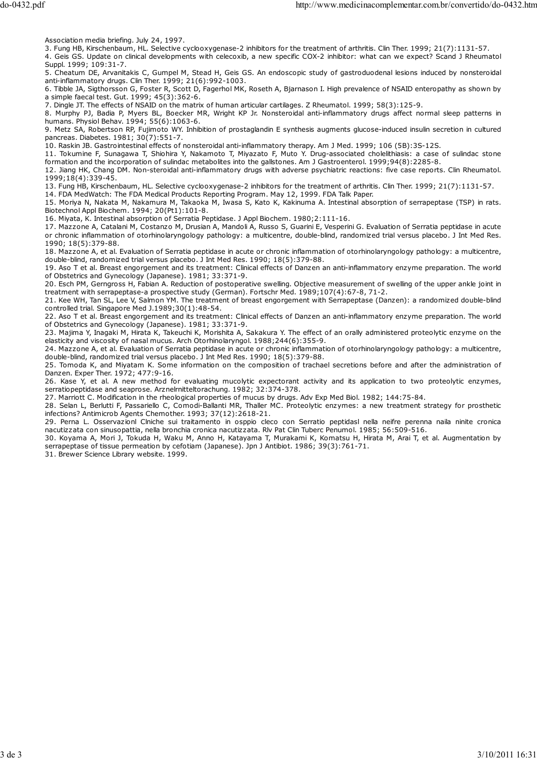Association media briefing. July 24, 1997.

3. Fung HB, Kirschenbaum, HL. Selective cyclooxygenase-2 inhibitors for the treatment of arthritis. Clin Ther. 1999; 21(7):1131-57.
4. Geis GS. Update on clinical developments with celecoxib, a new specific COX-2 inhibitor: what can we expect? Scand J Rheumatol Suppl. 1999; 109:31-7.
5. Cheatum DE, Arvanitakis C, Gumpel M, Stead H, Geis GS. An endoscopic study of gastroduodenal lesions induced by nonsteroidal anti-inflammatory drugs. Clin Ther. 1999; 21(6):992-1003.
6. Tibble JA, Sigthorsson G, Foster R, Scott D, Fagerhol MK, Roseth A, Bjarnason I. High prevalence of NSAID enteropathy as shown by a simple faecal test. Gut. 1999; 45(3):362-6.
7. Dingle JT. The effects of NSAID on the matrix of human articular cartilages. Z Rheumatol. 1999; 58(3):125-9.
8. Murphy PJ, Badia P, Myers BL, Boecker MR, Wright KP Jr. Nonsteroidal anti-inflammatory drugs affect normal sleep patterns in humans. Physiol Behav. 1994; 55(6):1063-6.
9. Metz SA, Robertson RP, Fujimoto WY. Inhibition of prostaglandin E synthesis augments glucose-induced insulin secretion in cultured pancreas. Diabetes. 1981; 30(7):551-7.
10. Raskin JB. Gastrointestinal effects of nonsteroidal anti-inflammatory therapy. Am J Med. 1999; 106 (5B):3S-12S.
11. Tokumine F, Sunagawa T, Shiohira Y, Nakamoto T, Miyazato F, Muto Y. Drug-associated cholelithiasis: a case of sulindac stone formation and the incorporation of sulindac metabolites into the gallstones. Am J Gastroenterol. 1999;94(8):2285-8.
12. Jiang HK, Chang DM. Non-steroidal anti-inflammatory drugs with adverse psychiatric reactions: five case reports. Clin Rheumatol. 1999;18(4):339-45.
13. Fung HB, Kirschenbaum, HL. Selective cyclooxygenase-2 inhibitors for the treatment of arthritis. Clin Ther. 1999; 21(7):1131-57.
14. FDA MedWatch: The FDA Medical Products Reporting Program. May 12, 1999. FDA Talk Paper.
15. Moriya N, Nakata M, Nakamura M, Takaoka M, Iwasa S, Kato K, Kakinuma A. Intestinal absorption of serrapeptase (TSP) in rats. Biotechnol Appl Biochem. 1994; 20(Pt1):101-8.
16. Miyata, K. Intestinal absorption of Serratia Peptidase. J Appl Biochem. 1980;2:111-16.
17. Mazzone A, Catalani M, Costanzo M, Drusian A, Mandoli A, Russo S, Guarini E, Vesperini G. Evaluation of Serratia peptidase in acute or chronic inflammation of otorhinolaryngology pathology: a multicentre, double-blind, randomized trial versus placebo. J Int Med Res. 1990; 18(5):379-88.
18. Mazzone A, et al. Evaluation of Serratia peptidase in acute or chronic inflammation of otorhinolaryngology pathology: a multicentre, double-blind, randomized trial versus placebo. J Int Med Res. 1990; 18(5):379-88.
19. Aso T et al. Breast engorgement and its treatment: Clinical effects of Danzen an anti-inflammatory enzyme preparation. The world of Obstetrics and Gynecology (Japanese). 1981; 33:371-9.
20. Esch PM, Gerngross H, Fabian A. Reduction of postoperative swelling. Objective measurement of swelling of the upper ankle joint in treatment with serrapeptase-a prospective study (German). Fortschr Med. 1989;107(4):67-8, 71-2.
21. Kee WH, Tan SL, Lee V, Salmon YM. The treatment of breast engorgement with Serrapeptase (Danzen): a randomized double-blind controlled trial. Singapore Med J.1989;30(1):48-54.
22. Aso T et al. Breast engorgement and its treatment: Clinical effects of Danzen an anti-inflammatory enzyme preparation. The world of Obstetrics and Gynecology (Japanese). 1981; 33:371-9.
23. Majima Y, Inagaki M, Hirata K, Takeuchi K, Morishita A, Sakakura Y. The effect of an orally administered proteolytic enzyme on the elasticity and viscosity of nasal mucus. Arch Otorhinolaryngol. 1988;244(6):355-9.
24. Mazzone A, et al. Evaluation of Serratia peptidase in acute or chronic inflammation of otorhinolaryngology pathology: a multicentre, double-blind, randomized trial versus placebo. J Int Med Res. 1990; 18(5):379-88.
25. Tomoda K, and Miyatam K. Some information on the composition of trachael secretions before and after the administration of Danzen. Exper Ther. 1972; 477:9-16.
26. Kase Y, et al. A new method for evaluating mucolytic expectorant activity and its application to two proteolytic enzymes, serratiopeptidase and seaprose. Arznelrnitteltorachung. 1982; 32:374-378.
27. Marriott C. Modification in the rheological properties of mucus by drugs. Adv Exp Med Biol. 1982; 144:75-84.
28. Selan L, Berlutti F, Passariello C, Comodi-Ballanti MR, Thaller MC. Proteolytic enzymes: a new treatment strategy for prosthetic infections? Antimicrob Agents Chemother. 1993; 37(12):2618-21.
29. Perna L. Osservazionl Clniche sui traitamento in osppio cleco con Serratio peptidasl nella neifre perenna naila ninite cronica nacutizzata con sinusopattia, nella bronchia cronica nacutizzata. Rlv Pat Clin Tuberc Penumol. 1985; 56:509-516.
30. Koyama A, Mori J, Tokuda H, Waku M, Anno H, Katayama T, Murakami K, Komatsu H, Hirata M, Arai T, et al. Augmentation by serrapeptase of tissue permeation by cefotiam (Japanese). Jpn J Antibiot. 1986; 39(3):761-71.
31. Brewer Science Library website. 1999.